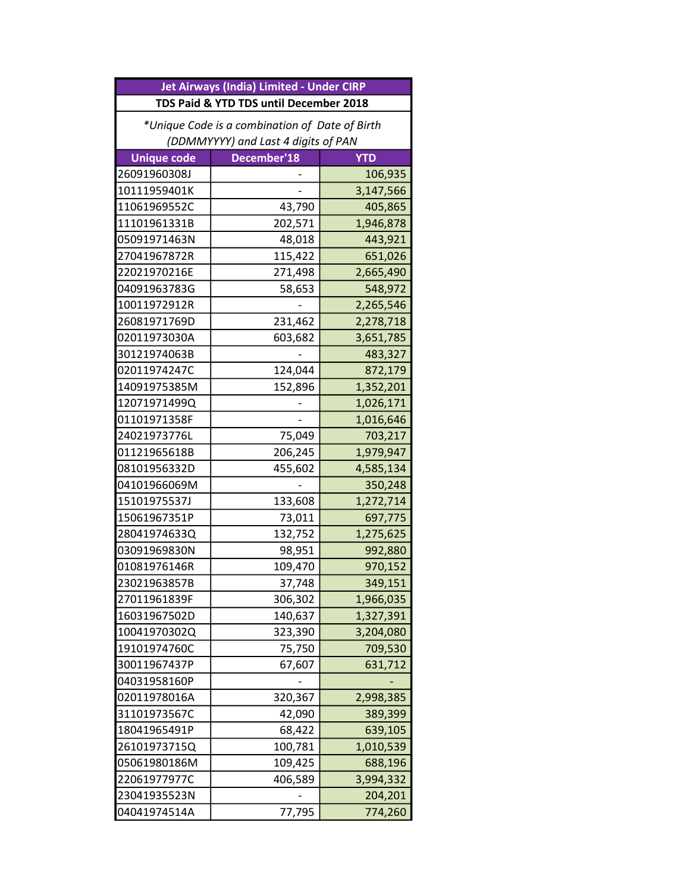| Jet Airways (India) Limited - Under CIRP | | |
|---|---|---|
| TDS Paid & YTD TDS until December 2018 | | |
| *Unique Code is a combination of Date of Birth (DDMMYYYY) and Last 4 digits of PAN | | |
| **Unique code** | **December'18** | **YTD** |
| 26091960308J | - | 106,935 |
| 10111959401K | - | 3,147,566 |
| 11061969552C | 43,790 | 405,865 |
| 11101961331B | 202,571 | 1,946,878 |
| 05091971463N | 48,018 | 443,921 |
| 27041967872R | 115,422 | 651,026 |
| 22021970216E | 271,498 | 2,665,490 |
| 04091963783G | 58,653 | 548,972 |
| 10011972912R | - | 2,265,546 |
| 26081971769D | 231,462 | 2,278,718 |
| 02011973030A | 603,682 | 3,651,785 |
| 30121974063B | - | 483,327 |
| 02011974247C | 124,044 | 872,179 |
| 14091975385M | 152,896 | 1,352,201 |
| 12071971499Q | - | 1,026,171 |
| 01101971358F | - | 1,016,646 |
| 24021973776L | 75,049 | 703,217 |
| 01121965618B | 206,245 | 1,979,947 |
| 08101956332D | 455,602 | 4,585,134 |
| 04101966069M | - | 350,248 |
| 15101975537J | 133,608 | 1,272,714 |
| 15061967351P | 73,011 | 697,775 |
| 28041974633Q | 132,752 | 1,275,625 |
| 03091969830N | 98,951 | 992,880 |
| 01081976146R | 109,470 | 970,152 |
| 23021963857B | 37,748 | 349,151 |
| 27011961839F | 306,302 | 1,966,035 |
| 16031967502D | 140,637 | 1,327,391 |
| 10041970302Q | 323,390 | 3,204,080 |
| 19101974760C | 75,750 | 709,530 |
| 30011967437P | 67,607 | 631,712 |
| 04031958160P | - | - |
| 02011978016A | 320,367 | 2,998,385 |
| 31101973567C | 42,090 | 389,399 |
| 18041965491P | 68,422 | 639,105 |
| 26101973715Q | 100,781 | 1,010,539 |
| 05061980186M | 109,425 | 688,196 |
| 22061977977C | 406,589 | 3,994,332 |
| 23041935523N | - | 204,201 |
| 04041974514A | 77,795 | 774,260 |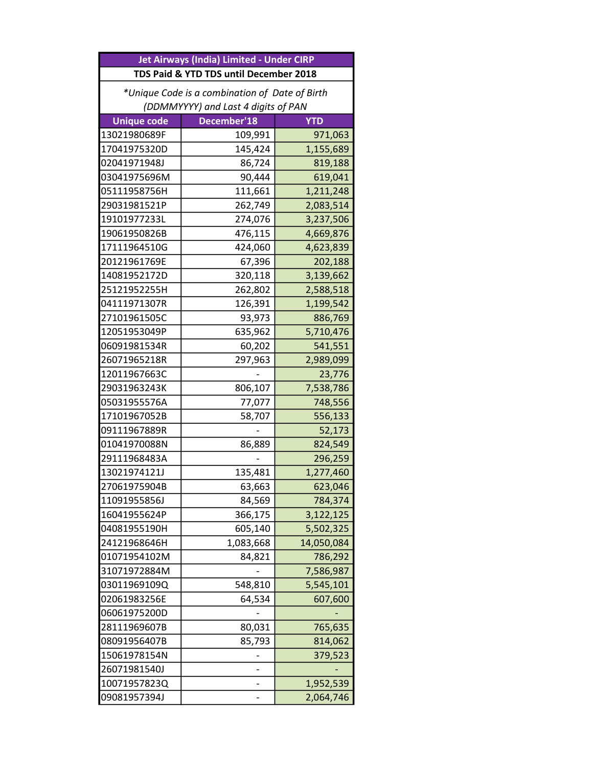| Jet Airways (India) Limited - Under CIRP | | |
|---|---|---|
| TDS Paid & YTD TDS until December 2018 | | |
| *Unique Code is a combination of Date of Birth (DDMMYYYY) and Last 4 digits of PAN | | |
| **Unique code** | **December'18** | **YTD** |
| 13021980689F | 109,991 | 971,063 |
| 17041975320D | 145,424 | 1,155,689 |
| 02041971948J | 86,724 | 819,188 |
| 03041975696M | 90,444 | 619,041 |
| 05111958756H | 111,661 | 1,211,248 |
| 29031981521P | 262,749 | 2,083,514 |
| 19101977233L | 274,076 | 3,237,506 |
| 19061950826B | 476,115 | 4,669,876 |
| 17111964510G | 424,060 | 4,623,839 |
| 20121961769E | 67,396 | 202,188 |
| 14081952172D | 320,118 | 3,139,662 |
| 25121952255H | 262,802 | 2,588,518 |
| 04111971307R | 126,391 | 1,199,542 |
| 27101961505C | 93,973 | 886,769 |
| 12051953049P | 635,962 | 5,710,476 |
| 06091981534R | 60,202 | 541,551 |
| 26071965218R | 297,963 | 2,989,099 |
| 12011967663C | - | 23,776 |
| 29031963243K | 806,107 | 7,538,786 |
| 05031955576A | 77,077 | 748,556 |
| 17101967052B | 58,707 | 556,133 |
| 09111967889R | - | 52,173 |
| 01041970088N | 86,889 | 824,549 |
| 29111968483A | - | 296,259 |
| 13021974121J | 135,481 | 1,277,460 |
| 27061975904B | 63,663 | 623,046 |
| 11091955856J | 84,569 | 784,374 |
| 16041955624P | 366,175 | 3,122,125 |
| 04081955190H | 605,140 | 5,502,325 |
| 24121968646H | 1,083,668 | 14,050,084 |
| 01071954102M | 84,821 | 786,292 |
| 31071972884M | - | 7,586,987 |
| 03011969109Q | 548,810 | 5,545,101 |
| 02061983256E | 64,534 | 607,600 |
| 06061975200D | - | - |
| 28111969607B | 80,031 | 765,635 |
| 08091956407B | 85,793 | 814,062 |
| 15061978154N | - | 379,523 |
| 26071981540J | - | - |
| 10071957823Q | - | 1,952,539 |
| 09081957394J | - | 2,064,746 |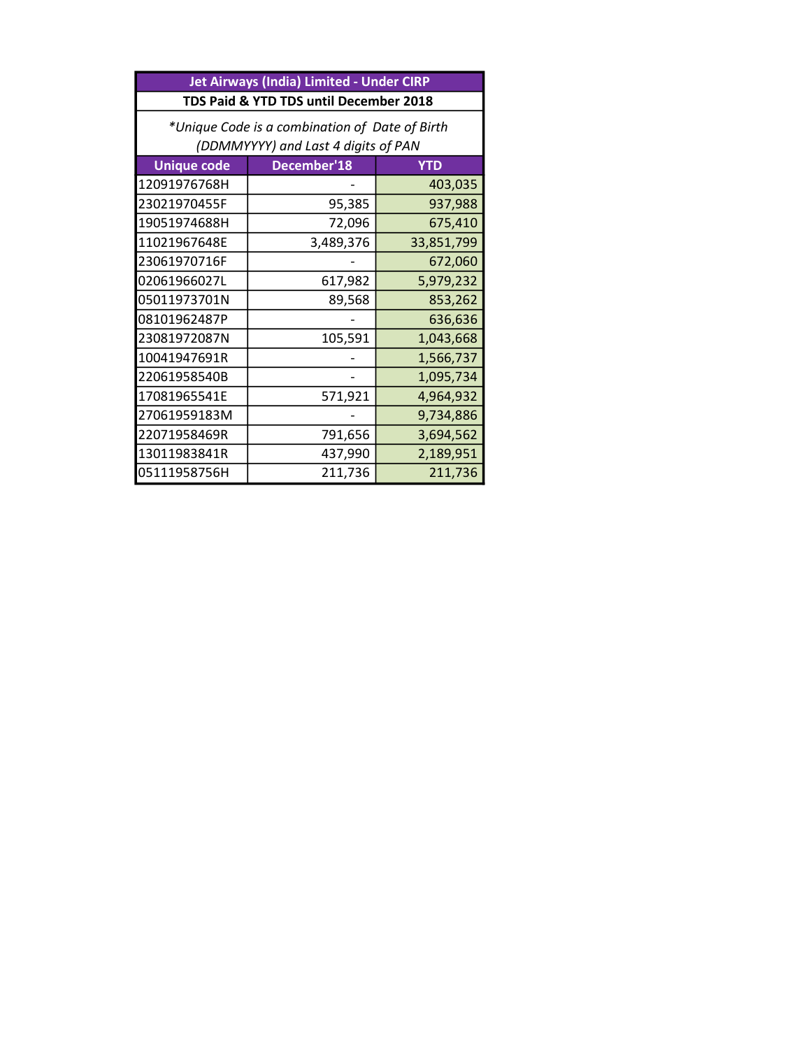| Jet Airways (India) Limited - Under CIRP | | |
|---|---|---|
| **TDS Paid & YTD TDS until December 2018** | | |
| *\*Unique Code is a combination of Date of Birth (DDMMYYYY) and Last 4 digits of PAN* | | |
| **Unique code** | **December'18** | **YTD** |
| 12091976768H | - | 403,035 |
| 23021970455F | 95,385 | 937,988 |
| 19051974688H | 72,096 | 675,410 |
| 11021967648E | 3,489,376 | 33,851,799 |
| 23061970716F | - | 672,060 |
| 02061966027L | 617,982 | 5,979,232 |
| 05011973701N | 89,568 | 853,262 |
| 08101962487P | - | 636,636 |
| 23081972087N | 105,591 | 1,043,668 |
| 10041947691R | - | 1,566,737 |
| 22061958540B | - | 1,095,734 |
| 17081965541E | 571,921 | 4,964,932 |
| 27061959183M | - | 9,734,886 |
| 22071958469R | 791,656 | 3,694,562 |
| 13011983841R | 437,990 | 2,189,951 |
| 05111958756H | 211,736 | 211,736 |